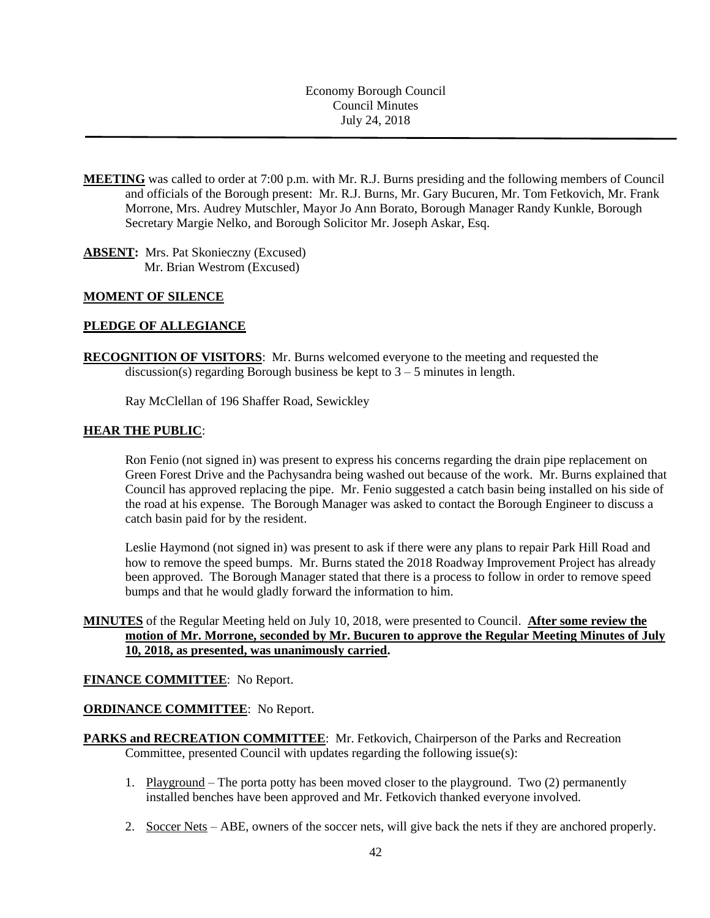Economy Borough Council
Council Minutes
July 24, 2018

---

**MEETING** was called to order at 7:00 p.m. with Mr. R.J. Burns presiding and the following members of Council and officials of the Borough present: Mr. R.J. Burns, Mr. Gary Bucuren, Mr. Tom Fetkovich, Mr. Frank Morrone, Mrs. Audrey Mutschler, Mayor Jo Ann Borato, Borough Manager Randy Kunkle, Borough Secretary Margie Nelko, and Borough Solicitor Mr. Joseph Askar, Esq.

**ABSENT:** Mrs. Pat Skonieczny (Excused)
Mr. Brian Westrom (Excused)

**MOMENT OF SILENCE**

**PLEDGE OF ALLEGIANCE**

**RECOGNITION OF VISITORS**: Mr. Burns welcomed everyone to the meeting and requested the discussion(s) regarding Borough business be kept to 3 – 5 minutes in length.

Ray McClellan of 196 Shaffer Road, Sewickley

**HEAR THE PUBLIC**:

Ron Fenio (not signed in) was present to express his concerns regarding the drain pipe replacement on Green Forest Drive and the Pachysandra being washed out because of the work. Mr. Burns explained that Council has approved replacing the pipe. Mr. Fenio suggested a catch basin being installed on his side of the road at his expense. The Borough Manager was asked to contact the Borough Engineer to discuss a catch basin paid for by the resident.

Leslie Haymond (not signed in) was present to ask if there were any plans to repair Park Hill Road and how to remove the speed bumps. Mr. Burns stated the 2018 Roadway Improvement Project has already been approved. The Borough Manager stated that there is a process to follow in order to remove speed bumps and that he would gladly forward the information to him.

**MINUTES** of the Regular Meeting held on July 10, 2018, were presented to Council. **After some review the motion of Mr. Morrone, seconded by Mr. Bucuren to approve the Regular Meeting Minutes of July 10, 2018, as presented, was unanimously carried.**

**FINANCE COMMITTEE**: No Report.

**ORDINANCE COMMITTEE**: No Report.

**PARKS and RECREATION COMMITTEE**: Mr. Fetkovich, Chairperson of the Parks and Recreation Committee, presented Council with updates regarding the following issue(s):

1. Playground – The porta potty has been moved closer to the playground. Two (2) permanently installed benches have been approved and Mr. Fetkovich thanked everyone involved.

2. Soccer Nets – ABE, owners of the soccer nets, will give back the nets if they are anchored properly.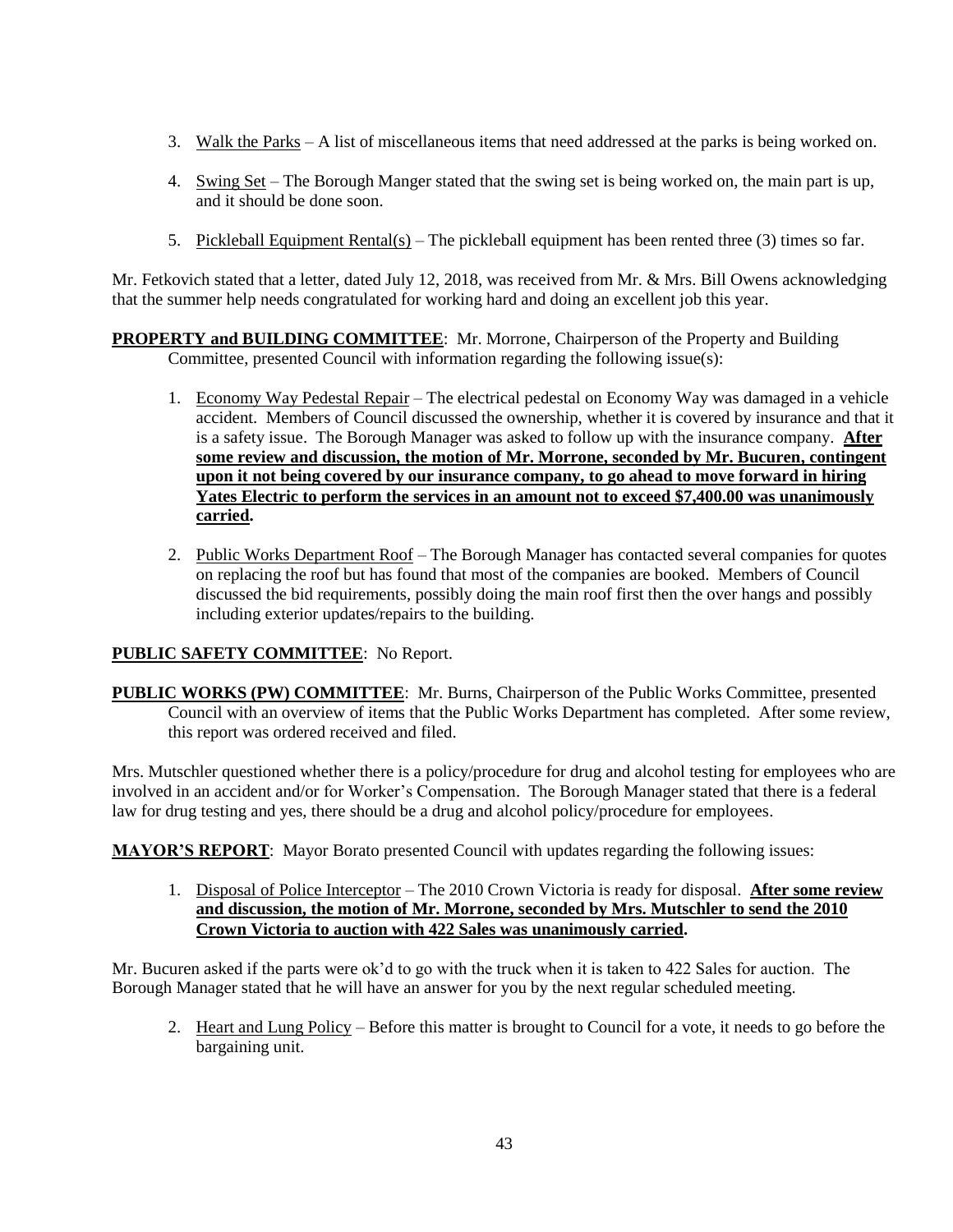3. Walk the Parks – A list of miscellaneous items that need addressed at the parks is being worked on.

4. Swing Set – The Borough Manger stated that the swing set is being worked on, the main part is up, and it should be done soon.

5. Pickleball Equipment Rental(s) – The pickleball equipment has been rented three (3) times so far.

Mr. Fetkovich stated that a letter, dated July 12, 2018, was received from Mr. & Mrs. Bill Owens acknowledging that the summer help needs congratulated for working hard and doing an excellent job this year.

**PROPERTY and BUILDING COMMITTEE**: Mr. Morrone, Chairperson of the Property and Building Committee, presented Council with information regarding the following issue(s):

1. Economy Way Pedestal Repair – The electrical pedestal on Economy Way was damaged in a vehicle accident. Members of Council discussed the ownership, whether it is covered by insurance and that it is a safety issue. The Borough Manager was asked to follow up with the insurance company. **After some review and discussion, the motion of Mr. Morrone, seconded by Mr. Bucuren, contingent upon it not being covered by our insurance company, to go ahead to move forward in hiring Yates Electric to perform the services in an amount not to exceed $7,400.00 was unanimously carried.**

2. Public Works Department Roof – The Borough Manager has contacted several companies for quotes on replacing the roof but has found that most of the companies are booked. Members of Council discussed the bid requirements, possibly doing the main roof first then the over hangs and possibly including exterior updates/repairs to the building.

**PUBLIC SAFETY COMMITTEE**: No Report.

**PUBLIC WORKS (PW) COMMITTEE**: Mr. Burns, Chairperson of the Public Works Committee, presented Council with an overview of items that the Public Works Department has completed. After some review, this report was ordered received and filed.

Mrs. Mutschler questioned whether there is a policy/procedure for drug and alcohol testing for employees who are involved in an accident and/or for Worker's Compensation. The Borough Manager stated that there is a federal law for drug testing and yes, there should be a drug and alcohol policy/procedure for employees.

**MAYOR'S REPORT**: Mayor Borato presented Council with updates regarding the following issues:

1. Disposal of Police Interceptor – The 2010 Crown Victoria is ready for disposal. **After some review and discussion, the motion of Mr. Morrone, seconded by Mrs. Mutschler to send the 2010 Crown Victoria to auction with 422 Sales was unanimously carried.**

Mr. Bucuren asked if the parts were ok'd to go with the truck when it is taken to 422 Sales for auction. The Borough Manager stated that he will have an answer for you by the next regular scheduled meeting.

2. Heart and Lung Policy – Before this matter is brought to Council for a vote, it needs to go before the bargaining unit.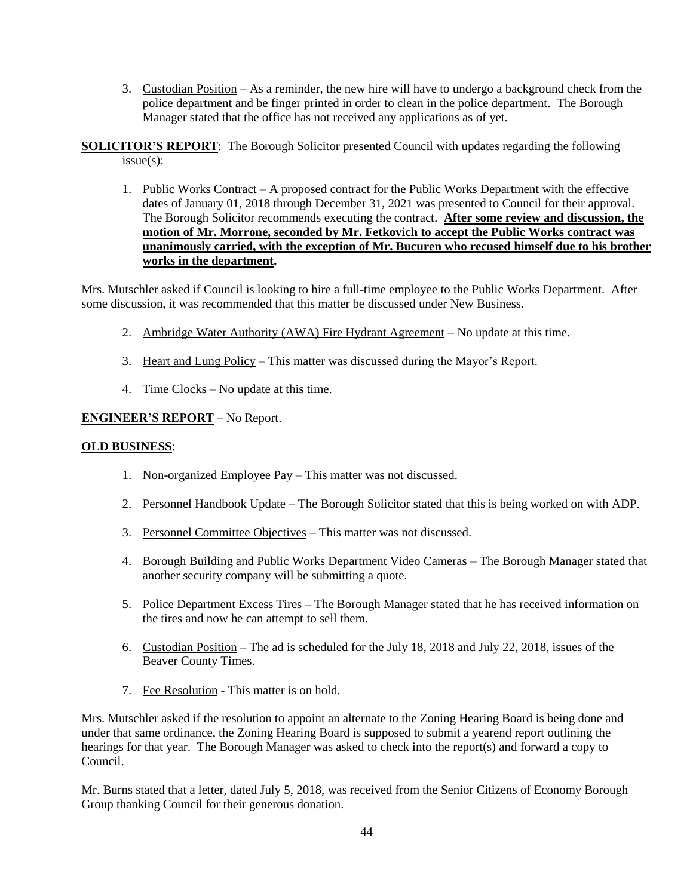3. Custodian Position – As a reminder, the new hire will have to undergo a background check from the police department and be finger printed in order to clean in the police department. The Borough Manager stated that the office has not received any applications as of yet.

**SOLICITOR'S REPORT**: The Borough Solicitor presented Council with updates regarding the following issue(s):

1. Public Works Contract – A proposed contract for the Public Works Department with the effective dates of January 01, 2018 through December 31, 2021 was presented to Council for their approval. The Borough Solicitor recommends executing the contract. **After some review and discussion, the motion of Mr. Morrone, seconded by Mr. Fetkovich to accept the Public Works contract was unanimously carried, with the exception of Mr. Bucuren who recused himself due to his brother works in the department.**

Mrs. Mutschler asked if Council is looking to hire a full-time employee to the Public Works Department. After some discussion, it was recommended that this matter be discussed under New Business.

2. Ambridge Water Authority (AWA) Fire Hydrant Agreement – No update at this time.
3. Heart and Lung Policy – This matter was discussed during the Mayor's Report.
4. Time Clocks – No update at this time.

**ENGINEER'S REPORT** – No Report.

**OLD BUSINESS**:

1. Non-organized Employee Pay – This matter was not discussed.
2. Personnel Handbook Update – The Borough Solicitor stated that this is being worked on with ADP.
3. Personnel Committee Objectives – This matter was not discussed.
4. Borough Building and Public Works Department Video Cameras – The Borough Manager stated that another security company will be submitting a quote.
5. Police Department Excess Tires – The Borough Manager stated that he has received information on the tires and now he can attempt to sell them.
6. Custodian Position – The ad is scheduled for the July 18, 2018 and July 22, 2018, issues of the Beaver County Times.
7. Fee Resolution - This matter is on hold.

Mrs. Mutschler asked if the resolution to appoint an alternate to the Zoning Hearing Board is being done and under that same ordinance, the Zoning Hearing Board is supposed to submit a yearend report outlining the hearings for that year. The Borough Manager was asked to check into the report(s) and forward a copy to Council.

Mr. Burns stated that a letter, dated July 5, 2018, was received from the Senior Citizens of Economy Borough Group thanking Council for their generous donation.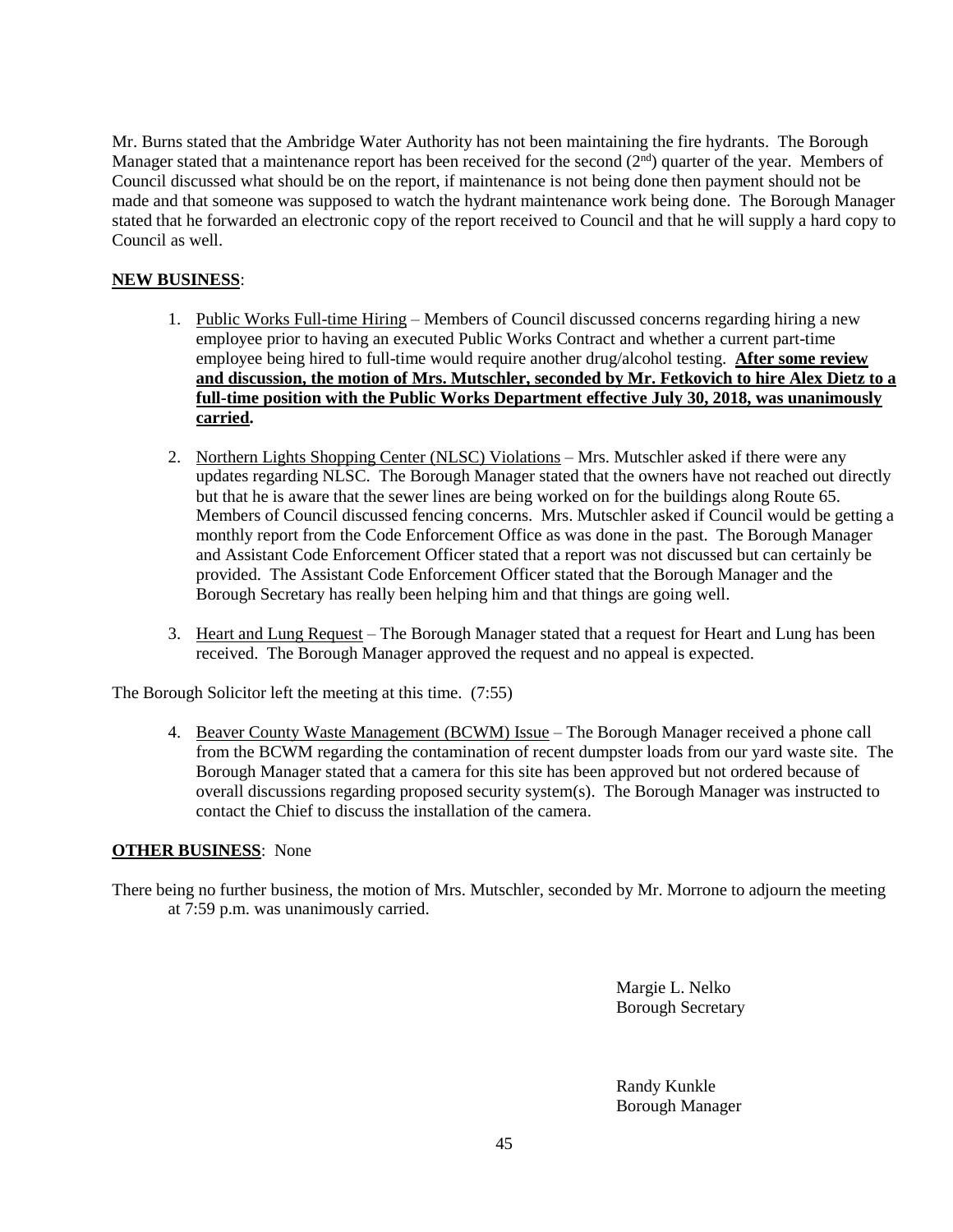Mr. Burns stated that the Ambridge Water Authority has not been maintaining the fire hydrants. The Borough Manager stated that a maintenance report has been received for the second (2[nd]) quarter of the year. Members of Council discussed what should be on the report, if maintenance is not being done then payment should not be made and that someone was supposed to watch the hydrant maintenance work being done. The Borough Manager stated that he forwarded an electronic copy of the report received to Council and that he will supply a hard copy to Council as well.

**NEW BUSINESS**:

1. Public Works Full-time Hiring – Members of Council discussed concerns regarding hiring a new employee prior to having an executed Public Works Contract and whether a current part-time employee being hired to full-time would require another drug/alcohol testing. **After some review and discussion, the motion of Mrs. Mutschler, seconded by Mr. Fetkovich to hire Alex Dietz to a full-time position with the Public Works Department effective July 30, 2018, was unanimously carried.**

2. Northern Lights Shopping Center (NLSC) Violations – Mrs. Mutschler asked if there were any updates regarding NLSC. The Borough Manager stated that the owners have not reached out directly but that he is aware that the sewer lines are being worked on for the buildings along Route 65. Members of Council discussed fencing concerns. Mrs. Mutschler asked if Council would be getting a monthly report from the Code Enforcement Office as was done in the past. The Borough Manager and Assistant Code Enforcement Officer stated that a report was not discussed but can certainly be provided. The Assistant Code Enforcement Officer stated that the Borough Manager and the Borough Secretary has really been helping him and that things are going well.

3. Heart and Lung Request – The Borough Manager stated that a request for Heart and Lung has been received. The Borough Manager approved the request and no appeal is expected.

The Borough Solicitor left the meeting at this time. (7:55)

4. Beaver County Waste Management (BCWM) Issue – The Borough Manager received a phone call from the BCWM regarding the contamination of recent dumpster loads from our yard waste site. The Borough Manager stated that a camera for this site has been approved but not ordered because of overall discussions regarding proposed security system(s). The Borough Manager was instructed to contact the Chief to discuss the installation of the camera.

**OTHER BUSINESS**: None

There being no further business, the motion of Mrs. Mutschler, seconded by Mr. Morrone to adjourn the meeting at 7:59 p.m. was unanimously carried.

Margie L. Nelko
Borough Secretary

Randy Kunkle
Borough Manager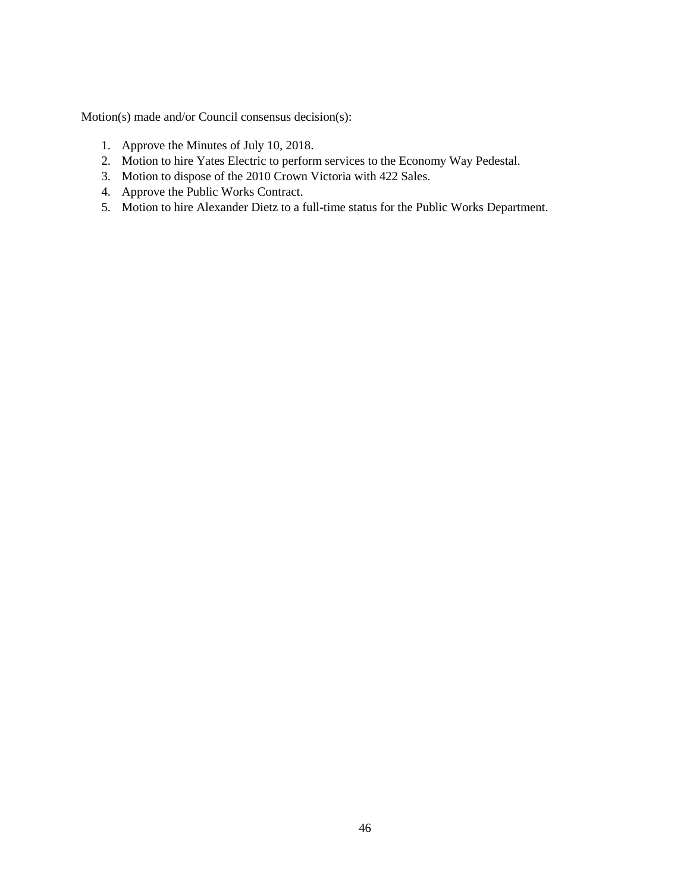Motion(s) made and/or Council consensus decision(s):

1. Approve the Minutes of July 10, 2018.
2. Motion to hire Yates Electric to perform services to the Economy Way Pedestal.
3. Motion to dispose of the 2010 Crown Victoria with 422 Sales.
4. Approve the Public Works Contract.
5. Motion to hire Alexander Dietz to a full-time status for the Public Works Department.